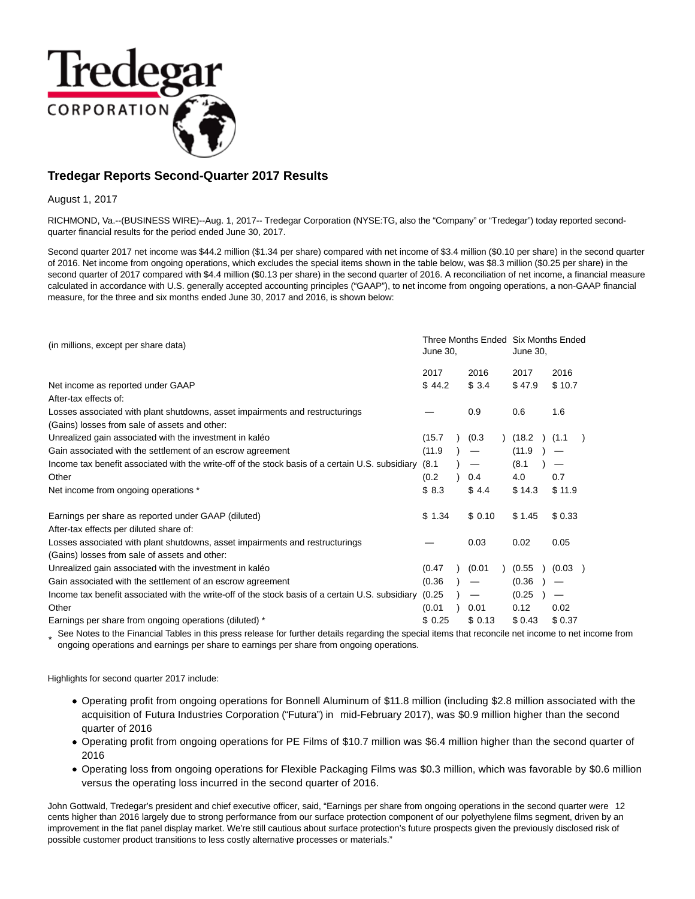# Tredegar Reports Second-Quarter 2017 Results

August 1, 2017

RICHMOND, Va.--(BUSINESS WIRE)--Aug. 1, 2017-- Tredegar Corporation (NYSE:TG, also the "Company" or "Tredegar") today reported second-quarter financial results for the period ended June 30, 2017.

Second quarter 2017 net income was $44.2 million ($1.34 per share) compared with net income of $3.4 million ($0.10 per share) in the second quarter of 2016. Net income from ongoing operations, which excludes the special items shown in the table below, was $8.3 million ($0.25 per share) in the second quarter of 2017 compared with $4.4 million ($0.13 per share) in the second quarter of 2016. A reconciliation of net income, a financial measure calculated in accordance with U.S. generally accepted accounting principles ("GAAP"), to net income from ongoing operations, a non-GAAP financial measure, for the three and six months ended June 30, 2017 and 2016, is shown below:

| (in millions, except per share data) | Three Months Ended June 30, | | Six Months Ended June 30, | |
|---|---|---|---|---|
| | 2017 | 2016 | 2017 | 2016 |
| Net income as reported under GAAP | $ 44.2 | $ 3.4 | $ 47.9 | $ 10.7 |
| After-tax effects of: | | | | |
| Losses associated with plant shutdowns, asset impairments and restructurings | — | 0.9 | 0.6 | 1.6 |
| (Gains) losses from sale of assets and other: | | | | |
| Unrealized gain associated with the investment in kaléo | (15.7) | (0.3) | (18.2) | (1.1) |
| Gain associated with the settlement of an escrow agreement | (11.9) | — | (11.9) | — |
| Income tax benefit associated with the write-off of the stock basis of a certain U.S. subsidiary | (8.1) | — | (8.1) | — |
| Other | (0.2) | 0.4 | 4.0 | 0.7 |
| Net income from ongoing operations * | $ 8.3 | $ 4.4 | $ 14.3 | $ 11.9 |
| | | | | |
| Earnings per share as reported under GAAP (diluted) | $ 1.34 | $ 0.10 | $ 1.45 | $ 0.33 |
| After-tax effects per diluted share of: | | | | |
| Losses associated with plant shutdowns, asset impairments and restructurings | — | 0.03 | 0.02 | 0.05 |
| (Gains) losses from sale of assets and other: | | | | |
| Unrealized gain associated with the investment in kaléo | (0.47) | (0.01) | (0.55) | (0.03) |
| Gain associated with the settlement of an escrow agreement | (0.36) | — | (0.36) | — |
| Income tax benefit associated with the write-off of the stock basis of a certain U.S. subsidiary | (0.25) | — | (0.25) | — |
| Other | (0.01) | 0.01 | 0.12 | 0.02 |
| Earnings per share from ongoing operations (diluted) * | $ 0.25 | $ 0.13 | $ 0.43 | $ 0.37 |

\* See Notes to the Financial Tables in this press release for further details regarding the special items that reconcile net income to net income from ongoing operations and earnings per share to earnings per share from ongoing operations.

Highlights for second quarter 2017 include:

- Operating profit from ongoing operations for Bonnell Aluminum of $11.8 million (including $2.8 million associated with the acquisition of Futura Industries Corporation ("Futura") in mid-February 2017), was $0.9 million higher than the second quarter of 2016
- Operating profit from ongoing operations for PE Films of $10.7 million was $6.4 million higher than the second quarter of 2016
- Operating loss from ongoing operations for Flexible Packaging Films was $0.3 million, which was favorable by $0.6 million versus the operating loss incurred in the second quarter of 2016.

John Gottwald, Tredegar's president and chief executive officer, said, "Earnings per share from ongoing operations in the second quarter were 12 cents higher than 2016 largely due to strong performance from our surface protection component of our polyethylene films segment, driven by an improvement in the flat panel display market. We're still cautious about surface protection's future prospects given the previously disclosed risk of possible customer product transitions to less costly alternative processes or materials."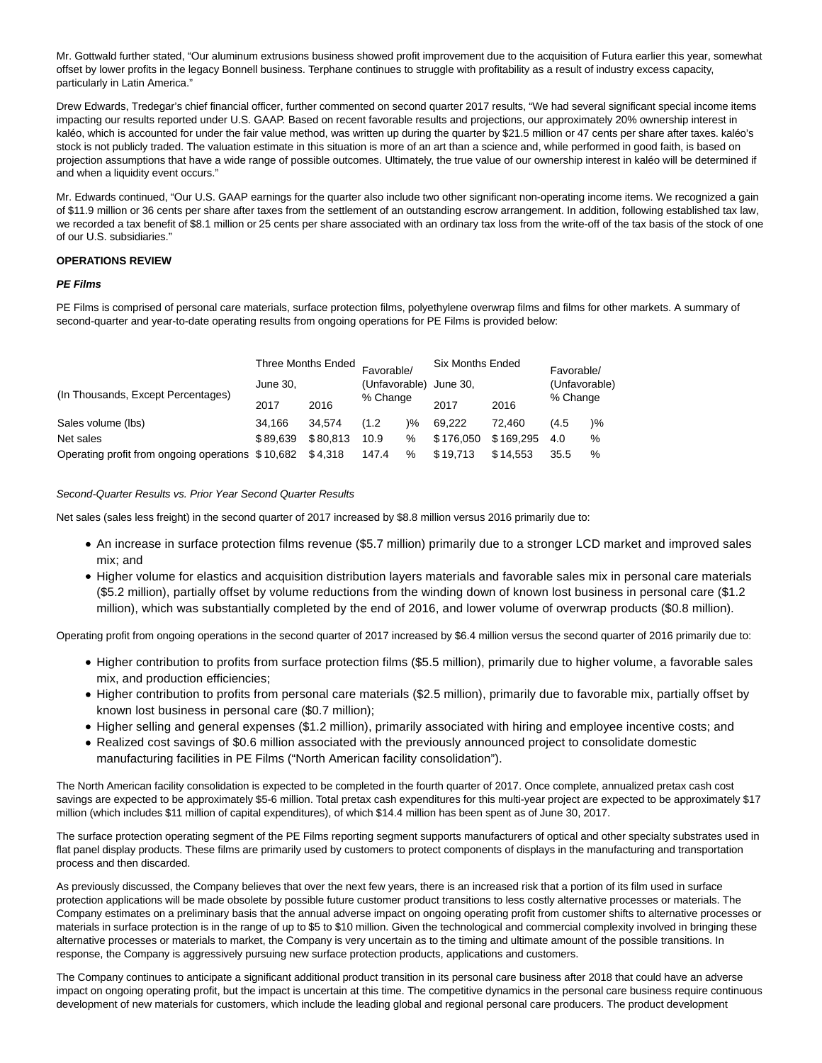Mr. Gottwald further stated, “Our aluminum extrusions business showed profit improvement due to the acquisition of Futura earlier this year, somewhat offset by lower profits in the legacy Bonnell business. Terphane continues to struggle with profitability as a result of industry excess capacity, particularly in Latin America.”

Drew Edwards, Tredegar’s chief financial officer, further commented on second quarter 2017 results, “We had several significant special income items impacting our results reported under U.S. GAAP. Based on recent favorable results and projections, our approximately 20% ownership interest in kaléo, which is accounted for under the fair value method, was written up during the quarter by $21.5 million or 47 cents per share after taxes. kaléo’s stock is not publicly traded. The valuation estimate in this situation is more of an art than a science and, while performed in good faith, is based on projection assumptions that have a wide range of possible outcomes. Ultimately, the true value of our ownership interest in kaléo will be determined if and when a liquidity event occurs.”

Mr. Edwards continued, “Our U.S. GAAP earnings for the quarter also include two other significant non-operating income items. We recognized a gain of $11.9 million or 36 cents per share after taxes from the settlement of an outstanding escrow arrangement. In addition, following established tax law, we recorded a tax benefit of $8.1 million or 25 cents per share associated with an ordinary tax loss from the write-off of the tax basis of the stock of one of our U.S. subsidiaries.”

**OPERATIONS REVIEW**

***PE Films***

PE Films is comprised of personal care materials, surface protection films, polyethylene overwrap films and films for other markets. A summary of second-quarter and year-to-date operating results from ongoing operations for PE Films is provided below:

| (In Thousands, Except Percentages) | Three Months Ended June 30, | | Favorable/ (Unfavorable) % Change | Six Months Ended June 30, | | Favorable/ (Unfavorable) % Change |
|---|---|---|---|---|---|---|
| | 2017 | 2016 | | 2017 | 2016 | |
| Sales volume (lbs) | 34,166 | 34,574 | (1.2)% | 69,222 | 72,460 | (4.5)% |
| Net sales | $89,639 | $80,813 | 10.9 % | $176,050 | $169,295 | 4.0 % |
| Operating profit from ongoing operations | $10,682 | $4,318 | 147.4 % | $19,713 | $14,553 | 35.5 % |

*Second-Quarter Results vs. Prior Year Second Quarter Results*

Net sales (sales less freight) in the second quarter of 2017 increased by $8.8 million versus 2016 primarily due to:

- An increase in surface protection films revenue ($5.7 million) primarily due to a stronger LCD market and improved sales mix; and
- Higher volume for elastics and acquisition distribution layers materials and favorable sales mix in personal care materials ($5.2 million), partially offset by volume reductions from the winding down of known lost business in personal care ($1.2 million), which was substantially completed by the end of 2016, and lower volume of overwrap products ($0.8 million).

Operating profit from ongoing operations in the second quarter of 2017 increased by $6.4 million versus the second quarter of 2016 primarily due to:

- Higher contribution to profits from surface protection films ($5.5 million), primarily due to higher volume, a favorable sales mix, and production efficiencies;
- Higher contribution to profits from personal care materials ($2.5 million), primarily due to favorable mix, partially offset by known lost business in personal care ($0.7 million);
- Higher selling and general expenses ($1.2 million), primarily associated with hiring and employee incentive costs; and
- Realized cost savings of $0.6 million associated with the previously announced project to consolidate domestic manufacturing facilities in PE Films (“North American facility consolidation”).

The North American facility consolidation is expected to be completed in the fourth quarter of 2017. Once complete, annualized pretax cash cost savings are expected to be approximately $5-6 million. Total pretax cash expenditures for this multi-year project are expected to be approximately $17 million (which includes $11 million of capital expenditures), of which $14.4 million has been spent as of June 30, 2017.

The surface protection operating segment of the PE Films reporting segment supports manufacturers of optical and other specialty substrates used in flat panel display products. These films are primarily used by customers to protect components of displays in the manufacturing and transportation process and then discarded.

As previously discussed, the Company believes that over the next few years, there is an increased risk that a portion of its film used in surface protection applications will be made obsolete by possible future customer product transitions to less costly alternative processes or materials. The Company estimates on a preliminary basis that the annual adverse impact on ongoing operating profit from customer shifts to alternative processes or materials in surface protection is in the range of up to $5 to $10 million. Given the technological and commercial complexity involved in bringing these alternative processes or materials to market, the Company is very uncertain as to the timing and ultimate amount of the possible transitions. In response, the Company is aggressively pursuing new surface protection products, applications and customers.

The Company continues to anticipate a significant additional product transition in its personal care business after 2018 that could have an adverse impact on ongoing operating profit, but the impact is uncertain at this time. The competitive dynamics in the personal care business require continuous development of new materials for customers, which include the leading global and regional personal care producers. The product development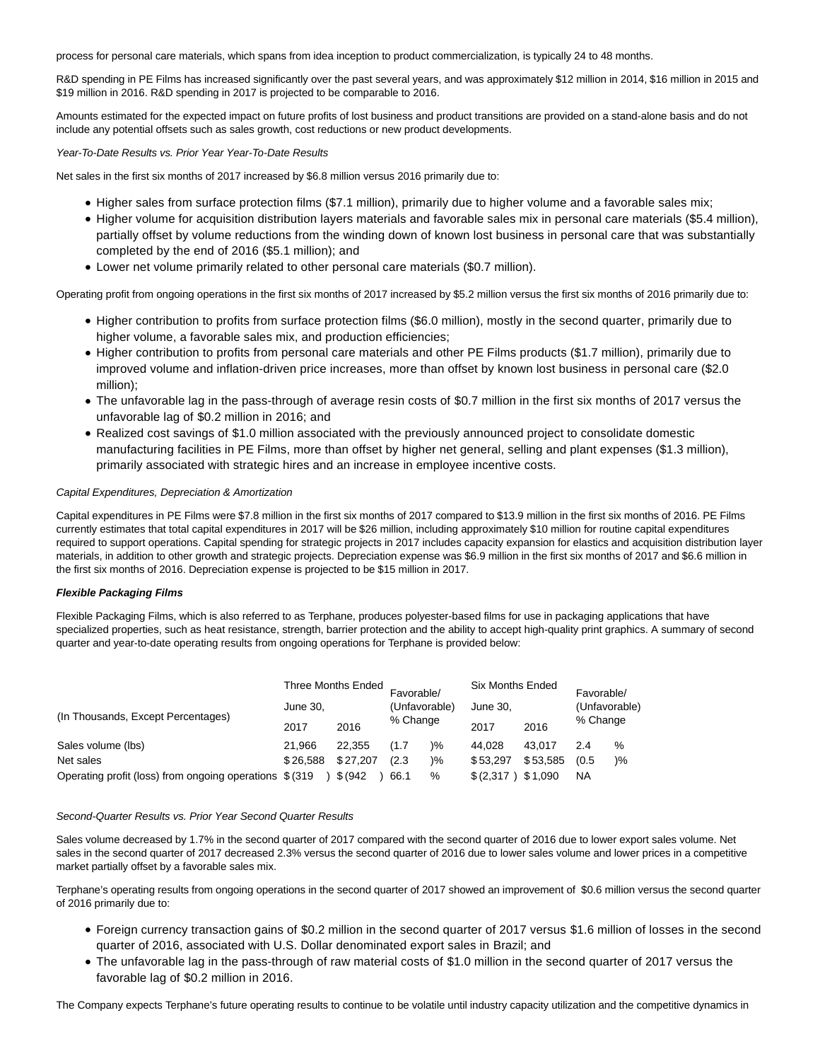process for personal care materials, which spans from idea inception to product commercialization, is typically 24 to 48 months.

R&D spending in PE Films has increased significantly over the past several years, and was approximately $12 million in 2014, $16 million in 2015 and $19 million in 2016. R&D spending in 2017 is projected to be comparable to 2016.

Amounts estimated for the expected impact on future profits of lost business and product transitions are provided on a stand-alone basis and do not include any potential offsets such as sales growth, cost reductions or new product developments.

*Year-To-Date Results vs. Prior Year Year-To-Date Results*

Net sales in the first six months of 2017 increased by $6.8 million versus 2016 primarily due to:

- Higher sales from surface protection films ($7.1 million), primarily due to higher volume and a favorable sales mix;
- Higher volume for acquisition distribution layers materials and favorable sales mix in personal care materials ($5.4 million), partially offset by volume reductions from the winding down of known lost business in personal care that was substantially completed by the end of 2016 ($5.1 million); and
- Lower net volume primarily related to other personal care materials ($0.7 million).

Operating profit from ongoing operations in the first six months of 2017 increased by $5.2 million versus the first six months of 2016 primarily due to:

- Higher contribution to profits from surface protection films ($6.0 million), mostly in the second quarter, primarily due to higher volume, a favorable sales mix, and production efficiencies;
- Higher contribution to profits from personal care materials and other PE Films products ($1.7 million), primarily due to improved volume and inflation-driven price increases, more than offset by known lost business in personal care ($2.0 million);
- The unfavorable lag in the pass-through of average resin costs of $0.7 million in the first six months of 2017 versus the unfavorable lag of $0.2 million in 2016; and
- Realized cost savings of $1.0 million associated with the previously announced project to consolidate domestic manufacturing facilities in PE Films, more than offset by higher net general, selling and plant expenses ($1.3 million), primarily associated with strategic hires and an increase in employee incentive costs.

*Capital Expenditures, Depreciation & Amortization*

Capital expenditures in PE Films were $7.8 million in the first six months of 2017 compared to $13.9 million in the first six months of 2016. PE Films currently estimates that total capital expenditures in 2017 will be $26 million, including approximately $10 million for routine capital expenditures required to support operations. Capital spending for strategic projects in 2017 includes capacity expansion for elastics and acquisition distribution layer materials, in addition to other growth and strategic projects. Depreciation expense was $6.9 million in the first six months of 2017 and $6.6 million in the first six months of 2016. Depreciation expense is projected to be $15 million in 2017.

***Flexible Packaging Films***

Flexible Packaging Films, which is also referred to as Terphane, produces polyester-based films for use in packaging applications that have specialized properties, such as heat resistance, strength, barrier protection and the ability to accept high-quality print graphics. A summary of second quarter and year-to-date operating results from ongoing operations for Terphane is provided below:

| (In Thousands, Except Percentages) | Three Months Ended June 30, | | Favorable/ (Unfavorable) % Change | Six Months Ended June 30, | | Favorable/ (Unfavorable) % Change |
|---|---|---|---|---|---|---|
| | 2017 | 2016 | | 2017 | 2016 | |
| Sales volume (lbs) | 21,966 | 22,355 | (1.7)% | 44,028 | 43,017 | 2.4 % |
| Net sales | $ 26,588 | $ 27,207 | (2.3)% | $ 53,297 | $ 53,585 | (0.5)% |
| Operating profit (loss) from ongoing operations | $ (319) | $ (942) | 66.1 % | $ (2,317) | $ 1,090 | NA |

*Second-Quarter Results vs. Prior Year Second Quarter Results*

Sales volume decreased by 1.7% in the second quarter of 2017 compared with the second quarter of 2016 due to lower export sales volume. Net sales in the second quarter of 2017 decreased 2.3% versus the second quarter of 2016 due to lower sales volume and lower prices in a competitive market partially offset by a favorable sales mix.

Terphane's operating results from ongoing operations in the second quarter of 2017 showed an improvement of $0.6 million versus the second quarter of 2016 primarily due to:

- Foreign currency transaction gains of $0.2 million in the second quarter of 2017 versus $1.6 million of losses in the second quarter of 2016, associated with U.S. Dollar denominated export sales in Brazil; and
- The unfavorable lag in the pass-through of raw material costs of $1.0 million in the second quarter of 2017 versus the favorable lag of $0.2 million in 2016.

The Company expects Terphane's future operating results to continue to be volatile until industry capacity utilization and the competitive dynamics in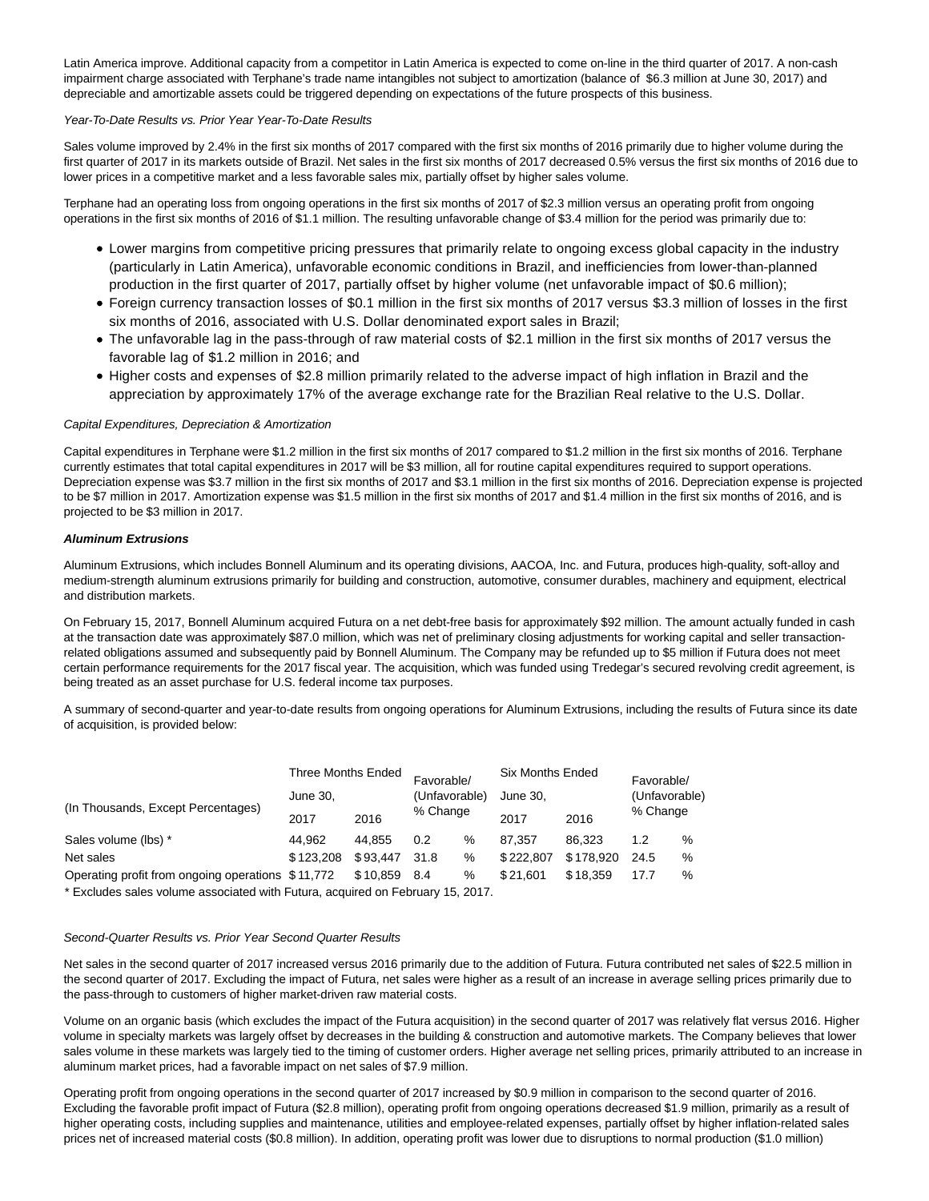Latin America improve. Additional capacity from a competitor in Latin America is expected to come on-line in the third quarter of 2017. A non-cash impairment charge associated with Terphane's trade name intangibles not subject to amortization (balance of $6.3 million at June 30, 2017) and depreciable and amortizable assets could be triggered depending on expectations of the future prospects of this business.

*Year-To-Date Results vs. Prior Year Year-To-Date Results*

Sales volume improved by 2.4% in the first six months of 2017 compared with the first six months of 2016 primarily due to higher volume during the first quarter of 2017 in its markets outside of Brazil. Net sales in the first six months of 2017 decreased 0.5% versus the first six months of 2016 due to lower prices in a competitive market and a less favorable sales mix, partially offset by higher sales volume.

Terphane had an operating loss from ongoing operations in the first six months of 2017 of $2.3 million versus an operating profit from ongoing operations in the first six months of 2016 of $1.1 million. The resulting unfavorable change of $3.4 million for the period was primarily due to:

- Lower margins from competitive pricing pressures that primarily relate to ongoing excess global capacity in the industry (particularly in Latin America), unfavorable economic conditions in Brazil, and inefficiencies from lower-than-planned production in the first quarter of 2017, partially offset by higher volume (net unfavorable impact of $0.6 million);
- Foreign currency transaction losses of $0.1 million in the first six months of 2017 versus $3.3 million of losses in the first six months of 2016, associated with U.S. Dollar denominated export sales in Brazil;
- The unfavorable lag in the pass-through of raw material costs of $2.1 million in the first six months of 2017 versus the favorable lag of $1.2 million in 2016; and
- Higher costs and expenses of $2.8 million primarily related to the adverse impact of high inflation in Brazil and the appreciation by approximately 17% of the average exchange rate for the Brazilian Real relative to the U.S. Dollar.

*Capital Expenditures, Depreciation & Amortization*

Capital expenditures in Terphane were $1.2 million in the first six months of 2017 compared to $1.2 million in the first six months of 2016. Terphane currently estimates that total capital expenditures in 2017 will be $3 million, all for routine capital expenditures required to support operations. Depreciation expense was $3.7 million in the first six months of 2017 and $3.1 million in the first six months of 2016. Depreciation expense is projected to be $7 million in 2017. Amortization expense was $1.5 million in the first six months of 2017 and $1.4 million in the first six months of 2016, and is projected to be $3 million in 2017.

**Aluminum Extrusions**

Aluminum Extrusions, which includes Bonnell Aluminum and its operating divisions, AACOA, Inc. and Futura, produces high-quality, soft-alloy and medium-strength aluminum extrusions primarily for building and construction, automotive, consumer durables, machinery and equipment, electrical and distribution markets.

On February 15, 2017, Bonnell Aluminum acquired Futura on a net debt-free basis for approximately $92 million. The amount actually funded in cash at the transaction date was approximately $87.0 million, which was net of preliminary closing adjustments for working capital and seller transaction-related obligations assumed and subsequently paid by Bonnell Aluminum. The Company may be refunded up to $5 million if Futura does not meet certain performance requirements for the 2017 fiscal year. The acquisition, which was funded using Tredegar's secured revolving credit agreement, is being treated as an asset purchase for U.S. federal income tax purposes.

A summary of second-quarter and year-to-date results from ongoing operations for Aluminum Extrusions, including the results of Futura since its date of acquisition, is provided below:

| (In Thousands, Except Percentages) | Three Months Ended June 30, | | Favorable/ (Unfavorable) % Change | | Six Months Ended June 30, | | Favorable/ (Unfavorable) % Change | |
|---|---|---|---|---|---|---|---|---|
| | 2017 | 2016 | | | 2017 | 2016 | | |
| Sales volume (lbs) * | 44,962 | 44,855 | 0.2 | % | 87,357 | 86,323 | 1.2 | % |
| Net sales | $ 123,208 | $ 93,447 | 31.8 | % | $ 222,807 | $ 178,920 | 24.5 | % |
| Operating profit from ongoing operations | $ 11,772 | $ 10,859 | 8.4 | % | $ 21,601 | $ 18,359 | 17.7 | % |

\* Excludes sales volume associated with Futura, acquired on February 15, 2017.

*Second-Quarter Results vs. Prior Year Second Quarter Results*

Net sales in the second quarter of 2017 increased versus 2016 primarily due to the addition of Futura. Futura contributed net sales of $22.5 million in the second quarter of 2017. Excluding the impact of Futura, net sales were higher as a result of an increase in average selling prices primarily due to the pass-through to customers of higher market-driven raw material costs.

Volume on an organic basis (which excludes the impact of the Futura acquisition) in the second quarter of 2017 was relatively flat versus 2016. Higher volume in specialty markets was largely offset by decreases in the building & construction and automotive markets. The Company believes that lower sales volume in these markets was largely tied to the timing of customer orders. Higher average net selling prices, primarily attributed to an increase in aluminum market prices, had a favorable impact on net sales of $7.9 million.

Operating profit from ongoing operations in the second quarter of 2017 increased by $0.9 million in comparison to the second quarter of 2016. Excluding the favorable profit impact of Futura ($2.8 million), operating profit from ongoing operations decreased $1.9 million, primarily as a result of higher operating costs, including supplies and maintenance, utilities and employee-related expenses, partially offset by higher inflation-related sales prices net of increased material costs ($0.8 million). In addition, operating profit was lower due to disruptions to normal production ($1.0 million)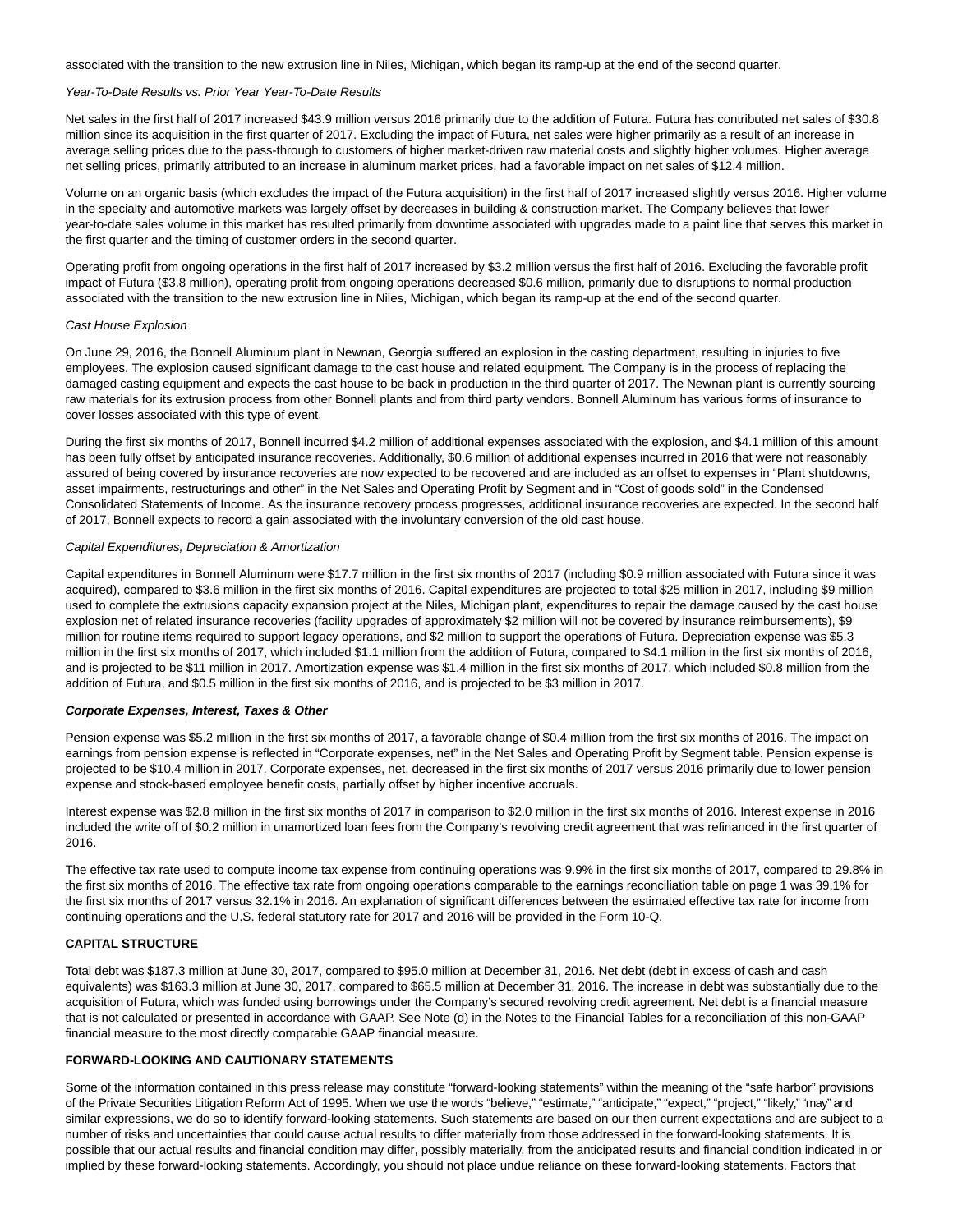associated with the transition to the new extrusion line in Niles, Michigan, which began its ramp-up at the end of the second quarter.

*Year-To-Date Results vs. Prior Year Year-To-Date Results*

Net sales in the first half of 2017 increased $43.9 million versus 2016 primarily due to the addition of Futura. Futura has contributed net sales of $30.8 million since its acquisition in the first quarter of 2017. Excluding the impact of Futura, net sales were higher primarily as a result of an increase in average selling prices due to the pass-through to customers of higher market-driven raw material costs and slightly higher volumes. Higher average net selling prices, primarily attributed to an increase in aluminum market prices, had a favorable impact on net sales of $12.4 million.

Volume on an organic basis (which excludes the impact of the Futura acquisition) in the first half of 2017 increased slightly versus 2016. Higher volume in the specialty and automotive markets was largely offset by decreases in building & construction market. The Company believes that lower year-to-date sales volume in this market has resulted primarily from downtime associated with upgrades made to a paint line that serves this market in the first quarter and the timing of customer orders in the second quarter.

Operating profit from ongoing operations in the first half of 2017 increased by $3.2 million versus the first half of 2016. Excluding the favorable profit impact of Futura ($3.8 million), operating profit from ongoing operations decreased $0.6 million, primarily due to disruptions to normal production associated with the transition to the new extrusion line in Niles, Michigan, which began its ramp-up at the end of the second quarter.

*Cast House Explosion*

On June 29, 2016, the Bonnell Aluminum plant in Newnan, Georgia suffered an explosion in the casting department, resulting in injuries to five employees. The explosion caused significant damage to the cast house and related equipment. The Company is in the process of replacing the damaged casting equipment and expects the cast house to be back in production in the third quarter of 2017. The Newnan plant is currently sourcing raw materials for its extrusion process from other Bonnell plants and from third party vendors. Bonnell Aluminum has various forms of insurance to cover losses associated with this type of event.

During the first six months of 2017, Bonnell incurred $4.2 million of additional expenses associated with the explosion, and $4.1 million of this amount has been fully offset by anticipated insurance recoveries. Additionally, $0.6 million of additional expenses incurred in 2016 that were not reasonably assured of being covered by insurance recoveries are now expected to be recovered and are included as an offset to expenses in "Plant shutdowns, asset impairments, restructurings and other" in the Net Sales and Operating Profit by Segment and in "Cost of goods sold" in the Condensed Consolidated Statements of Income. As the insurance recovery process progresses, additional insurance recoveries are expected. In the second half of 2017, Bonnell expects to record a gain associated with the involuntary conversion of the old cast house.

*Capital Expenditures, Depreciation & Amortization*

Capital expenditures in Bonnell Aluminum were $17.7 million in the first six months of 2017 (including $0.9 million associated with Futura since it was acquired), compared to $3.6 million in the first six months of 2016. Capital expenditures are projected to total $25 million in 2017, including $9 million used to complete the extrusions capacity expansion project at the Niles, Michigan plant, expenditures to repair the damage caused by the cast house explosion net of related insurance recoveries (facility upgrades of approximately $2 million will not be covered by insurance reimbursements), $9 million for routine items required to support legacy operations, and $2 million to support the operations of Futura. Depreciation expense was $5.3 million in the first six months of 2017, which included $1.1 million from the addition of Futura, compared to $4.1 million in the first six months of 2016, and is projected to be $11 million in 2017. Amortization expense was $1.4 million in the first six months of 2017, which included $0.8 million from the addition of Futura, and $0.5 million in the first six months of 2016, and is projected to be $3 million in 2017.

***Corporate Expenses, Interest, Taxes & Other***

Pension expense was $5.2 million in the first six months of 2017, a favorable change of $0.4 million from the first six months of 2016. The impact on earnings from pension expense is reflected in "Corporate expenses, net" in the Net Sales and Operating Profit by Segment table. Pension expense is projected to be $10.4 million in 2017. Corporate expenses, net, decreased in the first six months of 2017 versus 2016 primarily due to lower pension expense and stock-based employee benefit costs, partially offset by higher incentive accruals.

Interest expense was $2.8 million in the first six months of 2017 in comparison to $2.0 million in the first six months of 2016. Interest expense in 2016 included the write off of $0.2 million in unamortized loan fees from the Company's revolving credit agreement that was refinanced in the first quarter of 2016.

The effective tax rate used to compute income tax expense from continuing operations was 9.9% in the first six months of 2017, compared to 29.8% in the first six months of 2016. The effective tax rate from ongoing operations comparable to the earnings reconciliation table on page 1 was 39.1% for the first six months of 2017 versus 32.1% in 2016. An explanation of significant differences between the estimated effective tax rate for income from continuing operations and the U.S. federal statutory rate for 2017 and 2016 will be provided in the Form 10-Q.

**CAPITAL STRUCTURE**

Total debt was $187.3 million at June 30, 2017, compared to $95.0 million at December 31, 2016. Net debt (debt in excess of cash and cash equivalents) was $163.3 million at June 30, 2017, compared to $65.5 million at December 31, 2016. The increase in debt was substantially due to the acquisition of Futura, which was funded using borrowings under the Company's secured revolving credit agreement. Net debt is a financial measure that is not calculated or presented in accordance with GAAP. See Note (d) in the Notes to the Financial Tables for a reconciliation of this non-GAAP financial measure to the most directly comparable GAAP financial measure.

**FORWARD-LOOKING AND CAUTIONARY STATEMENTS**

Some of the information contained in this press release may constitute "forward-looking statements" within the meaning of the "safe harbor" provisions of the Private Securities Litigation Reform Act of 1995. When we use the words "believe," "estimate," "anticipate," "expect," "project," "likely," "may" and similar expressions, we do so to identify forward-looking statements. Such statements are based on our then current expectations and are subject to a number of risks and uncertainties that could cause actual results to differ materially from those addressed in the forward-looking statements. It is possible that our actual results and financial condition may differ, possibly materially, from the anticipated results and financial condition indicated in or implied by these forward-looking statements. Accordingly, you should not place undue reliance on these forward-looking statements. Factors that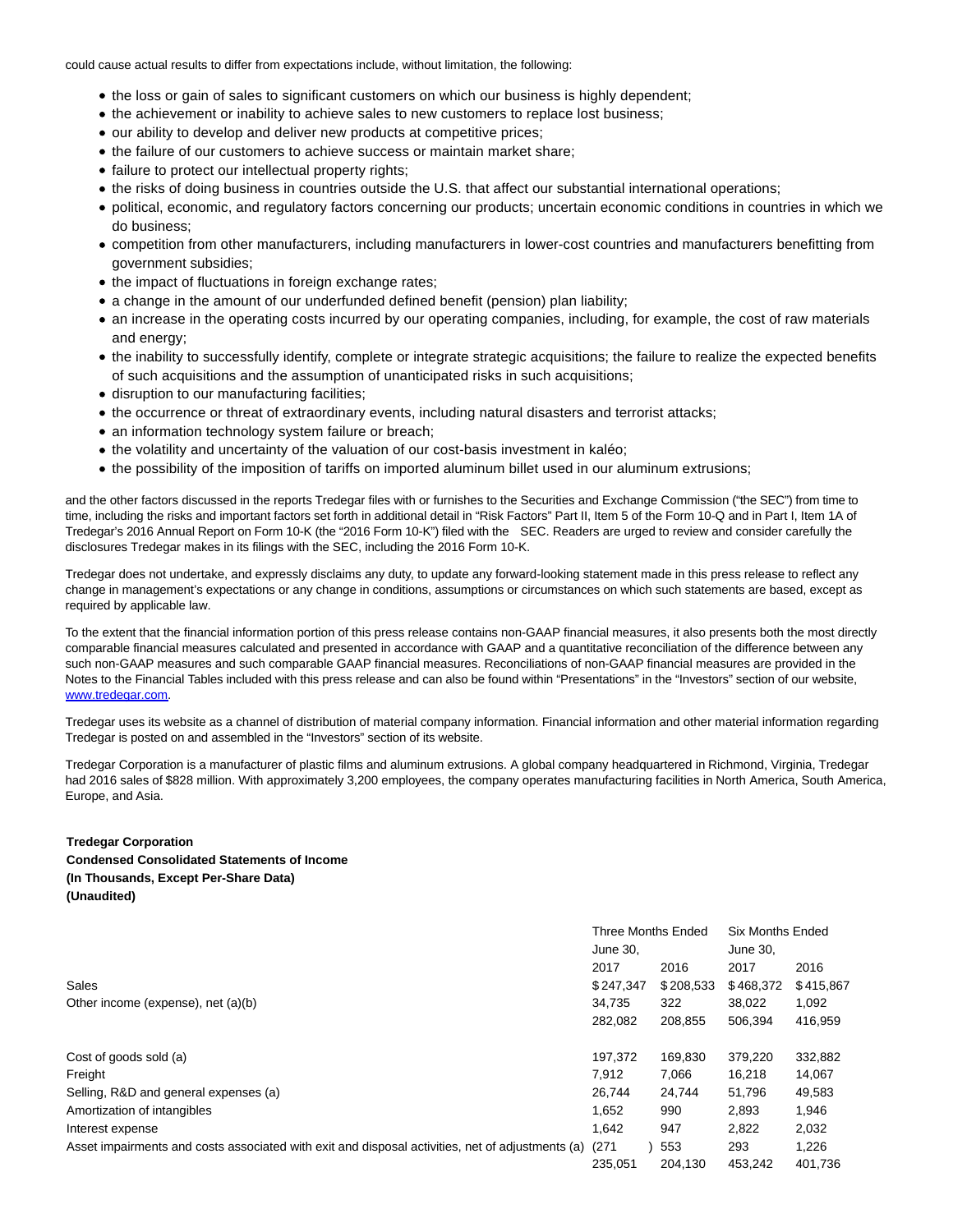could cause actual results to differ from expectations include, without limitation, the following:

- the loss or gain of sales to significant customers on which our business is highly dependent;
- the achievement or inability to achieve sales to new customers to replace lost business;
- our ability to develop and deliver new products at competitive prices;
- the failure of our customers to achieve success or maintain market share;
- failure to protect our intellectual property rights;
- the risks of doing business in countries outside the U.S. that affect our substantial international operations;
- political, economic, and regulatory factors concerning our products; uncertain economic conditions in countries in which we do business;
- competition from other manufacturers, including manufacturers in lower-cost countries and manufacturers benefitting from government subsidies;
- the impact of fluctuations in foreign exchange rates;
- a change in the amount of our underfunded defined benefit (pension) plan liability;
- an increase in the operating costs incurred by our operating companies, including, for example, the cost of raw materials and energy;
- the inability to successfully identify, complete or integrate strategic acquisitions; the failure to realize the expected benefits of such acquisitions and the assumption of unanticipated risks in such acquisitions;
- disruption to our manufacturing facilities;
- the occurrence or threat of extraordinary events, including natural disasters and terrorist attacks;
- an information technology system failure or breach;
- the volatility and uncertainty of the valuation of our cost-basis investment in kaléo;
- the possibility of the imposition of tariffs on imported aluminum billet used in our aluminum extrusions;

and the other factors discussed in the reports Tredegar files with or furnishes to the Securities and Exchange Commission ("the SEC") from time to time, including the risks and important factors set forth in additional detail in "Risk Factors" Part II, Item 5 of the Form 10-Q and in Part I, Item 1A of Tredegar's 2016 Annual Report on Form 10-K (the "2016 Form 10-K") filed with the SEC. Readers are urged to review and consider carefully the disclosures Tredegar makes in its filings with the SEC, including the 2016 Form 10-K.

Tredegar does not undertake, and expressly disclaims any duty, to update any forward-looking statement made in this press release to reflect any change in management's expectations or any change in conditions, assumptions or circumstances on which such statements are based, except as required by applicable law.

To the extent that the financial information portion of this press release contains non-GAAP financial measures, it also presents both the most directly comparable financial measures calculated and presented in accordance with GAAP and a quantitative reconciliation of the difference between any such non-GAAP measures and such comparable GAAP financial measures. Reconciliations of non-GAAP financial measures are provided in the Notes to the Financial Tables included with this press release and can also be found within "Presentations" in the "Investors" section of our website, www.tredegar.com.

Tredegar uses its website as a channel of distribution of material company information. Financial information and other material information regarding Tredegar is posted on and assembled in the "Investors" section of its website.

Tredegar Corporation is a manufacturer of plastic films and aluminum extrusions. A global company headquartered in Richmond, Virginia, Tredegar had 2016 sales of $828 million. With approximately 3,200 employees, the company operates manufacturing facilities in North America, South America, Europe, and Asia.

**Tredegar Corporation**
**Condensed Consolidated Statements of Income**
**(In Thousands, Except Per-Share Data)**
**(Unaudited)**

| | Three Months Ended June 30, | | Six Months Ended June 30, | |
|---|---|---|---|---|
| | 2017 | 2016 | 2017 | 2016 |
| Sales | $247,347 | $208,533 | $468,372 | $415,867 |
| Other income (expense), net (a)(b) | 34,735 | 322 | 38,022 | 1,092 |
| | 282,082 | 208,855 | 506,394 | 416,959 |
| Cost of goods sold (a) | 197,372 | 169,830 | 379,220 | 332,882 |
| Freight | 7,912 | 7,066 | 16,218 | 14,067 |
| Selling, R&D and general expenses (a) | 26,744 | 24,744 | 51,796 | 49,583 |
| Amortization of intangibles | 1,652 | 990 | 2,893 | 1,946 |
| Interest expense | 1,642 | 947 | 2,822 | 2,032 |
| Asset impairments and costs associated with exit and disposal activities, net of adjustments (a) | (271) | 553 | 293 | 1,226 |
| | 235,051 | 204,130 | 453,242 | 401,736 |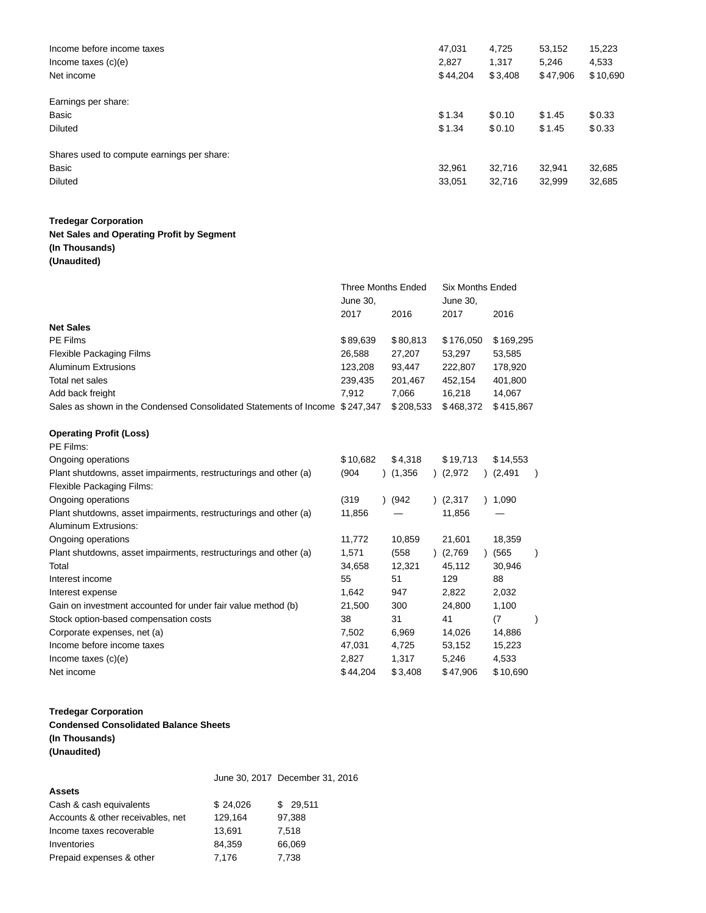| | | | | |
|---|---|---|---|---|
| Income before income taxes | 47,031 | 4,725 | 53,152 | 15,223 |
| Income taxes (c)(e) | 2,827 | 1,317 | 5,246 | 4,533 |
| Net income | $44,204 | $3,408 | $47,906 | $10,690 |
| | | | | |
| Earnings per share: | | | | |
| Basic | $1.34 | $0.10 | $1.45 | $0.33 |
| Diluted | $1.34 | $0.10 | $1.45 | $0.33 |
| | | | | |
| Shares used to compute earnings per share: | | | | |
| Basic | 32,961 | 32,716 | 32,941 | 32,685 |
| Diluted | 33,051 | 32,716 | 32,999 | 32,685 |

**Tredegar Corporation**
**Net Sales and Operating Profit by Segment**
**(In Thousands)**
**(Unaudited)**

| | Three Months Ended June 30, | | Six Months Ended June 30, | |
|---|---|---|---|---|
| | 2017 | 2016 | 2017 | 2016 |
| **Net Sales** | | | | |
| PE Films | $89,639 | $80,813 | $176,050 | $169,295 |
| Flexible Packaging Films | 26,588 | 27,207 | 53,297 | 53,585 |
| Aluminum Extrusions | 123,208 | 93,447 | 222,807 | 178,920 |
| Total net sales | 239,435 | 201,467 | 452,154 | 401,800 |
| Add back freight | 7,912 | 7,066 | 16,218 | 14,067 |
| Sales as shown in the Condensed Consolidated Statements of Income | $247,347 | $208,533 | $468,372 | $415,867 |
| | | | | |
| **Operating Profit (Loss)** | | | | |
| PE Films: | | | | |
| Ongoing operations | $10,682 | $4,318 | $19,713 | $14,553 |
| Plant shutdowns, asset impairments, restructurings and other (a) | (904) | (1,356) | (2,972) | (2,491) |
| Flexible Packaging Films: | | | | |
| Ongoing operations | (319) | (942) | (2,317) | 1,090 |
| Plant shutdowns, asset impairments, restructurings and other (a) | 11,856 | — | 11,856 | — |
| Aluminum Extrusions: | | | | |
| Ongoing operations | 11,772 | 10,859 | 21,601 | 18,359 |
| Plant shutdowns, asset impairments, restructurings and other (a) | 1,571 | (558) | (2,769) | (565) |
| Total | 34,658 | 12,321 | 45,112 | 30,946 |
| Interest income | 55 | 51 | 129 | 88 |
| Interest expense | 1,642 | 947 | 2,822 | 2,032 |
| Gain on investment accounted for under fair value method (b) | 21,500 | 300 | 24,800 | 1,100 |
| Stock option-based compensation costs | 38 | 31 | 41 | (7) |
| Corporate expenses, net (a) | 7,502 | 6,969 | 14,026 | 14,886 |
| Income before income taxes | 47,031 | 4,725 | 53,152 | 15,223 |
| Income taxes (c)(e) | 2,827 | 1,317 | 5,246 | 4,533 |
| Net income | $44,204 | $3,408 | $47,906 | $10,690 |

**Tredegar Corporation**
**Condensed Consolidated Balance Sheets**
**(In Thousands)**
**(Unaudited)**

| | June 30, 2017 | December 31, 2016 |
|---|---|---|
| **Assets** | | |
| Cash & cash equivalents | $ 24,026 | $ 29,511 |
| Accounts & other receivables, net | 129,164 | 97,388 |
| Income taxes recoverable | 13,691 | 7,518 |
| Inventories | 84,359 | 66,069 |
| Prepaid expenses & other | 7,176 | 7,738 |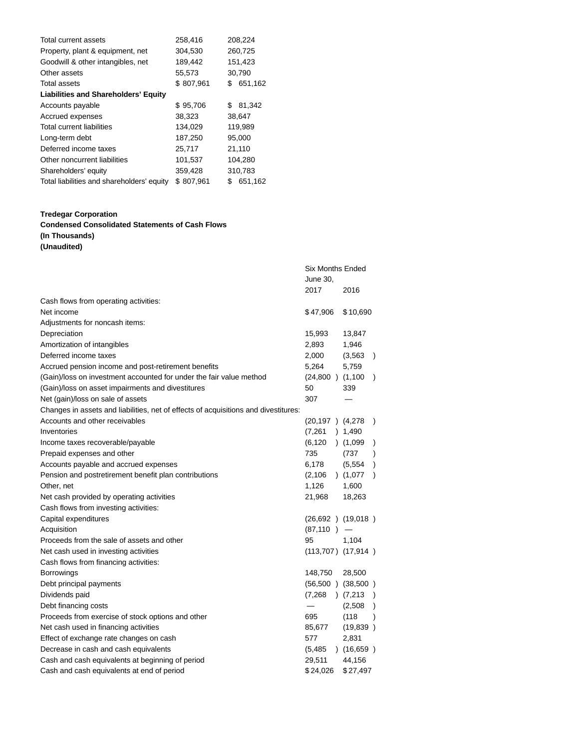| | | |
|---|---|---|
| Total current assets | 258,416 | 208,224 |
| Property, plant & equipment, net | 304,530 | 260,725 |
| Goodwill & other intangibles, net | 189,442 | 151,423 |
| Other assets | 55,573 | 30,790 |
| Total assets | $ 807,961 | $ 651,162 |
| **Liabilities and Shareholders' Equity** | | |
| Accounts payable | $ 95,706 | $ 81,342 |
| Accrued expenses | 38,323 | 38,647 |
| Total current liabilities | 134,029 | 119,989 |
| Long-term debt | 187,250 | 95,000 |
| Deferred income taxes | 25,717 | 21,110 |
| Other noncurrent liabilities | 101,537 | 104,280 |
| Shareholders' equity | 359,428 | 310,783 |
| Total liabilities and shareholders' equity | $ 807,961 | $ 651,162 |

**Tredegar Corporation**
**Condensed Consolidated Statements of Cash Flows**
**(In Thousands)**
**(Unaudited)**

| | Six Months Ended June 30, | |
|---|---|---|
| | 2017 | 2016 |
| Cash flows from operating activities: | | |
| Net income | $ 47,906 | $ 10,690 |
| Adjustments for noncash items: | | |
| Depreciation | 15,993 | 13,847 |
| Amortization of intangibles | 2,893 | 1,946 |
| Deferred income taxes | 2,000 | (3,563 ) |
| Accrued pension income and post-retirement benefits | 5,264 | 5,759 |
| (Gain)/loss on investment accounted for under the fair value method | (24,800 ) | (1,100 ) |
| (Gain)/loss on asset impairments and divestitures | 50 | 339 |
| Net (gain)/loss on sale of assets | 307 | — |
| Changes in assets and liabilities, net of effects of acquisitions and divestitures: | | |
| Accounts and other receivables | (20,197 ) | (4,278 ) |
| Inventories | (7,261 ) | 1,490 |
| Income taxes recoverable/payable | (6,120 ) | (1,099 ) |
| Prepaid expenses and other | 735 | (737 ) |
| Accounts payable and accrued expenses | 6,178 | (5,554 ) |
| Pension and postretirement benefit plan contributions | (2,106 ) | (1,077 ) |
| Other, net | 1,126 | 1,600 |
| Net cash provided by operating activities | 21,968 | 18,263 |
| Cash flows from investing activities: | | |
| Capital expenditures | (26,692 ) | (19,018 ) |
| Acquisition | (87,110 ) | — |
| Proceeds from the sale of assets and other | 95 | 1,104 |
| Net cash used in investing activities | (113,707 ) | (17,914 ) |
| Cash flows from financing activities: | | |
| Borrowings | 148,750 | 28,500 |
| Debt principal payments | (56,500 ) | (38,500 ) |
| Dividends paid | (7,268 ) | (7,213 ) |
| Debt financing costs | — | (2,508 ) |
| Proceeds from exercise of stock options and other | 695 | (118 ) |
| Net cash used in financing activities | 85,677 | (19,839 ) |
| Effect of exchange rate changes on cash | 577 | 2,831 |
| Decrease in cash and cash equivalents | (5,485 ) | (16,659 ) |
| Cash and cash equivalents at beginning of period | 29,511 | 44,156 |
| Cash and cash equivalents at end of period | $ 24,026 | $ 27,497 |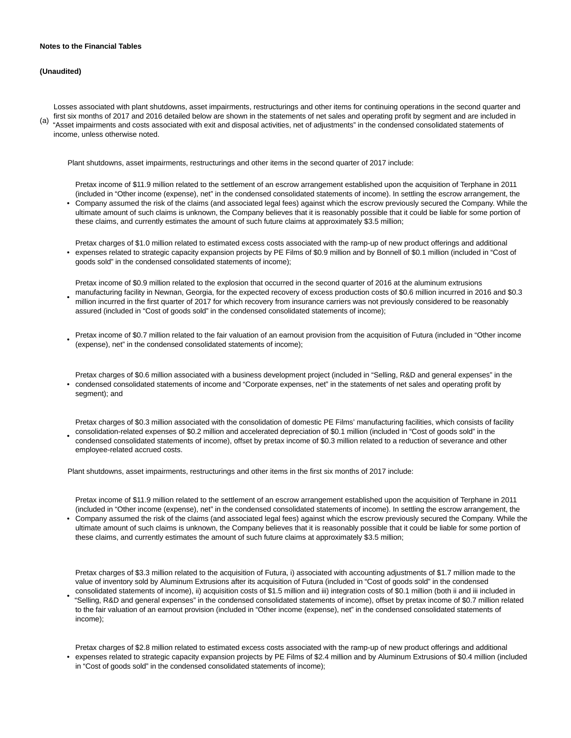**Notes to the Financial Tables**

**(Unaudited)**

(a) Losses associated with plant shutdowns, asset impairments, restructurings and other items for continuing operations in the second quarter and first six months of 2017 and 2016 detailed below are shown in the statements of net sales and operating profit by segment and are included in "Asset impairments and costs associated with exit and disposal activities, net of adjustments" in the condensed consolidated statements of income, unless otherwise noted.

Plant shutdowns, asset impairments, restructurings and other items in the second quarter of 2017 include:

- Pretax income of $11.9 million related to the settlement of an escrow arrangement established upon the acquisition of Terphane in 2011 (included in "Other income (expense), net" in the condensed consolidated statements of income). In settling the escrow arrangement, the Company assumed the risk of the claims (and associated legal fees) against which the escrow previously secured the Company. While the ultimate amount of such claims is unknown, the Company believes that it is reasonably possible that it could be liable for some portion of these claims, and currently estimates the amount of such future claims at approximately $3.5 million;
- Pretax charges of $1.0 million related to estimated excess costs associated with the ramp-up of new product offerings and additional expenses related to strategic capacity expansion projects by PE Films of $0.9 million and by Bonnell of $0.1 million (included in "Cost of goods sold" in the condensed consolidated statements of income);
- Pretax income of $0.9 million related to the explosion that occurred in the second quarter of 2016 at the aluminum extrusions manufacturing facility in Newnan, Georgia, for the expected recovery of excess production costs of $0.6 million incurred in 2016 and $0.3 million incurred in the first quarter of 2017 for which recovery from insurance carriers was not previously considered to be reasonably assured (included in "Cost of goods sold" in the condensed consolidated statements of income);
- Pretax income of $0.7 million related to the fair valuation of an earnout provision from the acquisition of Futura (included in "Other income (expense), net" in the condensed consolidated statements of income);
- Pretax charges of $0.6 million associated with a business development project (included in "Selling, R&D and general expenses" in the condensed consolidated statements of income and "Corporate expenses, net" in the statements of net sales and operating profit by segment); and
- Pretax charges of $0.3 million associated with the consolidation of domestic PE Films' manufacturing facilities, which consists of facility consolidation-related expenses of $0.2 million and accelerated depreciation of $0.1 million (included in "Cost of goods sold" in the condensed consolidated statements of income), offset by pretax income of $0.3 million related to a reduction of severance and other employee-related accrued costs.

Plant shutdowns, asset impairments, restructurings and other items in the first six months of 2017 include:

- Pretax income of $11.9 million related to the settlement of an escrow arrangement established upon the acquisition of Terphane in 2011 (included in "Other income (expense), net" in the condensed consolidated statements of income). In settling the escrow arrangement, the Company assumed the risk of the claims (and associated legal fees) against which the escrow previously secured the Company. While the ultimate amount of such claims is unknown, the Company believes that it is reasonably possible that it could be liable for some portion of these claims, and currently estimates the amount of such future claims at approximately $3.5 million;
- Pretax charges of $3.3 million related to the acquisition of Futura, i) associated with accounting adjustments of $1.7 million made to the value of inventory sold by Aluminum Extrusions after its acquisition of Futura (included in "Cost of goods sold" in the condensed consolidated statements of income), ii) acquisition costs of $1.5 million and iii) integration costs of $0.1 million (both ii and iii included in "Selling, R&D and general expenses" in the condensed consolidated statements of income), offset by pretax income of $0.7 million related to the fair valuation of an earnout provision (included in "Other income (expense), net" in the condensed consolidated statements of income);
- Pretax charges of $2.8 million related to estimated excess costs associated with the ramp-up of new product offerings and additional expenses related to strategic capacity expansion projects by PE Films of $2.4 million and by Aluminum Extrusions of $0.4 million (included in "Cost of goods sold" in the condensed consolidated statements of income);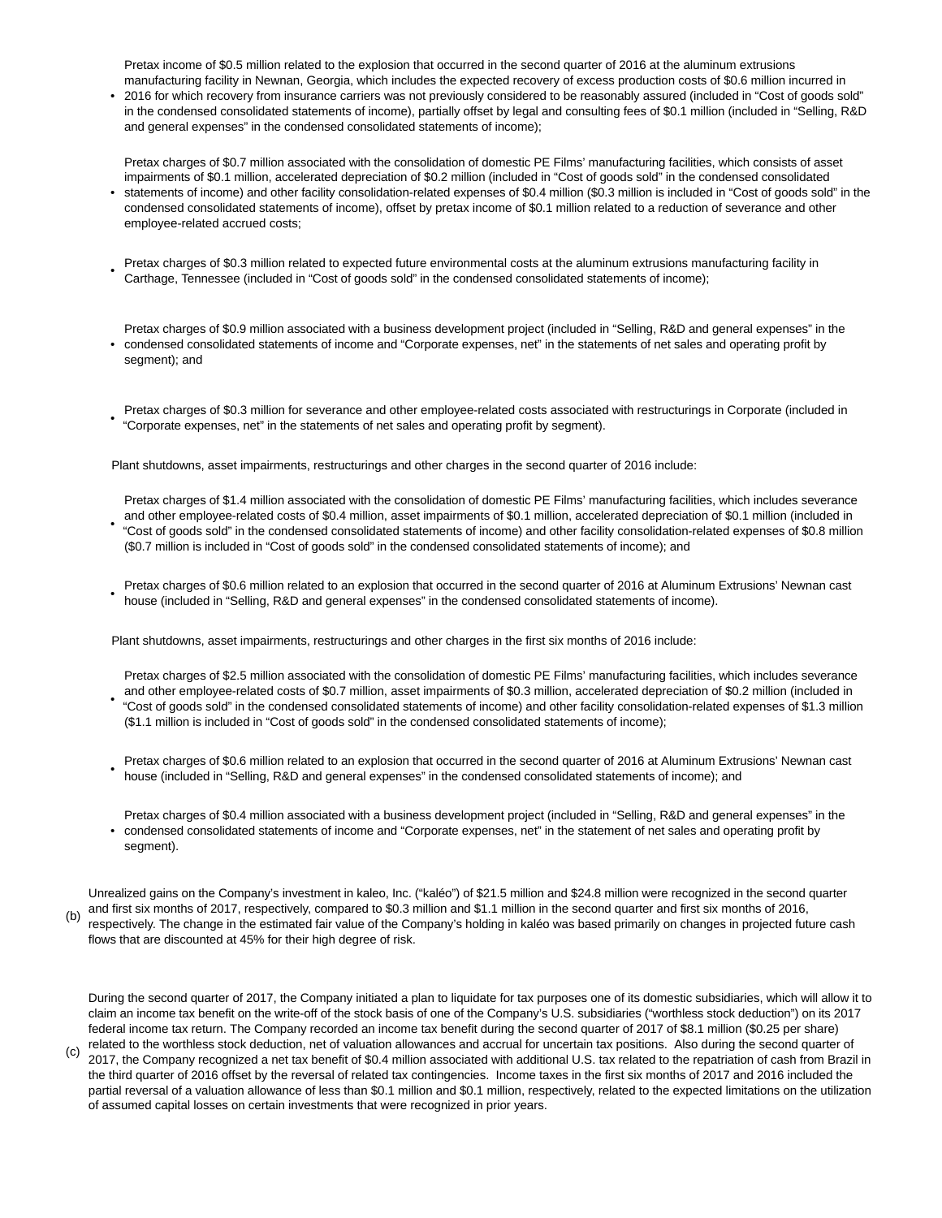- Pretax income of $0.5 million related to the explosion that occurred in the second quarter of 2016 at the aluminum extrusions manufacturing facility in Newnan, Georgia, which includes the expected recovery of excess production costs of $0.6 million incurred in 2016 for which recovery from insurance carriers was not previously considered to be reasonably assured (included in "Cost of goods sold" in the condensed consolidated statements of income), partially offset by legal and consulting fees of $0.1 million (included in "Selling, R&D and general expenses" in the condensed consolidated statements of income);

- Pretax charges of $0.7 million associated with the consolidation of domestic PE Films' manufacturing facilities, which consists of asset impairments of $0.1 million, accelerated depreciation of $0.2 million (included in "Cost of goods sold" in the condensed consolidated statements of income) and other facility consolidation-related expenses of $0.4 million ($0.3 million is included in "Cost of goods sold" in the condensed consolidated statements of income), offset by pretax income of $0.1 million related to a reduction of severance and other employee-related accrued costs;

- Pretax charges of $0.3 million related to expected future environmental costs at the aluminum extrusions manufacturing facility in Carthage, Tennessee (included in "Cost of goods sold" in the condensed consolidated statements of income);

- Pretax charges of $0.9 million associated with a business development project (included in "Selling, R&D and general expenses" in the condensed consolidated statements of income and "Corporate expenses, net" in the statements of net sales and operating profit by segment); and

- Pretax charges of $0.3 million for severance and other employee-related costs associated with restructurings in Corporate (included in "Corporate expenses, net" in the statements of net sales and operating profit by segment).

Plant shutdowns, asset impairments, restructurings and other charges in the second quarter of 2016 include:

- Pretax charges of $1.4 million associated with the consolidation of domestic PE Films' manufacturing facilities, which includes severance and other employee-related costs of $0.4 million, asset impairments of $0.1 million, accelerated depreciation of $0.1 million (included in "Cost of goods sold" in the condensed consolidated statements of income) and other facility consolidation-related expenses of $0.8 million ($0.7 million is included in "Cost of goods sold" in the condensed consolidated statements of income); and

- Pretax charges of $0.6 million related to an explosion that occurred in the second quarter of 2016 at Aluminum Extrusions' Newnan cast house (included in "Selling, R&D and general expenses" in the condensed consolidated statements of income).

Plant shutdowns, asset impairments, restructurings and other charges in the first six months of 2016 include:

- Pretax charges of $2.5 million associated with the consolidation of domestic PE Films' manufacturing facilities, which includes severance and other employee-related costs of $0.7 million, asset impairments of $0.3 million, accelerated depreciation of $0.2 million (included in "Cost of goods sold" in the condensed consolidated statements of income) and other facility consolidation-related expenses of $1.3 million ($1.1 million is included in "Cost of goods sold" in the condensed consolidated statements of income);

- Pretax charges of $0.6 million related to an explosion that occurred in the second quarter of 2016 at Aluminum Extrusions' Newnan cast house (included in "Selling, R&D and general expenses" in the condensed consolidated statements of income); and

- Pretax charges of $0.4 million associated with a business development project (included in "Selling, R&D and general expenses" in the condensed consolidated statements of income and "Corporate expenses, net" in the statement of net sales and operating profit by segment).

(b) Unrealized gains on the Company's investment in kaleo, Inc. ("kaléo") of $21.5 million and $24.8 million were recognized in the second quarter and first six months of 2017, respectively, compared to $0.3 million and $1.1 million in the second quarter and first six months of 2016, respectively. The change in the estimated fair value of the Company's holding in kaléo was based primarily on changes in projected future cash flows that are discounted at 45% for their high degree of risk.

(c) During the second quarter of 2017, the Company initiated a plan to liquidate for tax purposes one of its domestic subsidiaries, which will allow it to claim an income tax benefit on the write-off of the stock basis of one of the Company's U.S. subsidiaries ("worthless stock deduction") on its 2017 federal income tax return. The Company recorded an income tax benefit during the second quarter of 2017 of $8.1 million ($0.25 per share) related to the worthless stock deduction, net of valuation allowances and accrual for uncertain tax positions. Also during the second quarter of 2017, the Company recognized a net tax benefit of $0.4 million associated with additional U.S. tax related to the repatriation of cash from Brazil in the third quarter of 2016 offset by the reversal of related tax contingencies. Income taxes in the first six months of 2017 and 2016 included the partial reversal of a valuation allowance of less than $0.1 million and $0.1 million, respectively, related to the expected limitations on the utilization of assumed capital losses on certain investments that were recognized in prior years.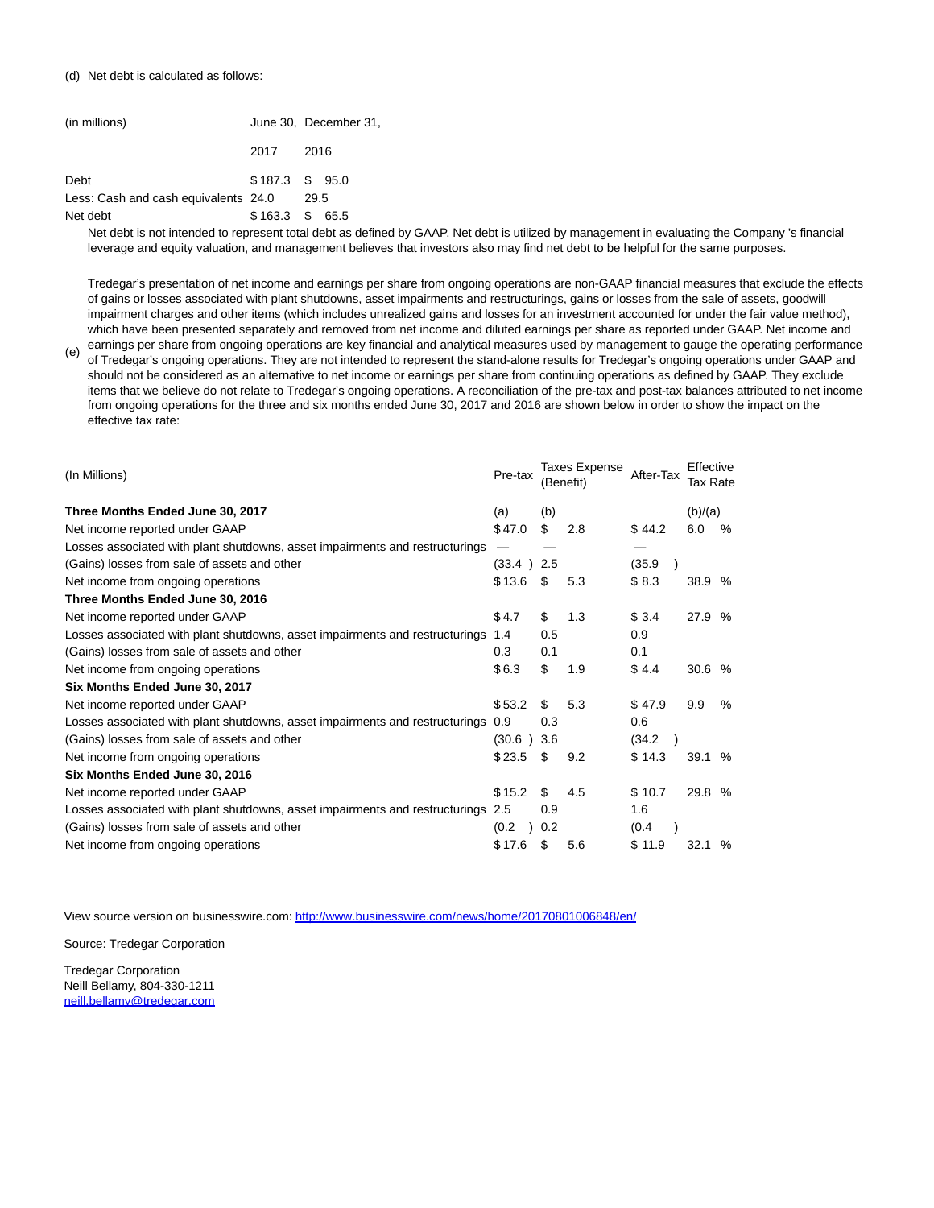(d) Net debt is calculated as follows:

| (in millions) | June 30, 2017 | December 31, 2016 |
|---|---|---|
| Debt | $ 187.3 | $ 95.0 |
| Less: Cash and cash equivalents | 24.0 | 29.5 |
| Net debt | $ 163.3 | $ 65.5 |

Net debt is not intended to represent total debt as defined by GAAP. Net debt is utilized by management in evaluating the Company 's financial leverage and equity valuation, and management believes that investors also may find net debt to be helpful for the same purposes.

(e) Tredegar's presentation of net income and earnings per share from ongoing operations are non-GAAP financial measures that exclude the effects of gains or losses associated with plant shutdowns, asset impairments and restructurings, gains or losses from the sale of assets, goodwill impairment charges and other items (which includes unrealized gains and losses for an investment accounted for under the fair value method), which have been presented separately and removed from net income and diluted earnings per share as reported under GAAP. Net income and earnings per share from ongoing operations are key financial and analytical measures used by management to gauge the operating performance of Tredegar's ongoing operations. They are not intended to represent the stand-alone results for Tredegar's ongoing operations under GAAP and should not be considered as an alternative to net income or earnings per share from continuing operations as defined by GAAP. They exclude items that we believe do not relate to Tredegar's ongoing operations. A reconciliation of the pre-tax and post-tax balances attributed to net income from ongoing operations for the three and six months ended June 30, 2017 and 2016 are shown below in order to show the impact on the effective tax rate:

| (In Millions) | Pre-tax | Taxes Expense (Benefit) | After-Tax | Effective Tax Rate |
|---|---|---|---|---|
| **Three Months Ended June 30, 2017** | (a) | (b) | | (b)/(a) |
| Net income reported under GAAP | $ 47.0 | $ 2.8 | $ 44.2 | 6.0 % |
| Losses associated with plant shutdowns, asset impairments and restructurings | — | — | — | |
| (Gains) losses from sale of assets and other | (33.4 ) | 2.5 | (35.9 ) | |
| Net income from ongoing operations | $ 13.6 | $ 5.3 | $ 8.3 | 38.9 % |
| **Three Months Ended June 30, 2016** | | | | |
| Net income reported under GAAP | $ 4.7 | $ 1.3 | $ 3.4 | 27.9 % |
| Losses associated with plant shutdowns, asset impairments and restructurings | 1.4 | 0.5 | 0.9 | |
| (Gains) losses from sale of assets and other | 0.3 | 0.1 | 0.1 | |
| Net income from ongoing operations | $ 6.3 | $ 1.9 | $ 4.4 | 30.6 % |
| **Six Months Ended June 30, 2017** | | | | |
| Net income reported under GAAP | $ 53.2 | $ 5.3 | $ 47.9 | 9.9 % |
| Losses associated with plant shutdowns, asset impairments and restructurings | 0.9 | 0.3 | 0.6 | |
| (Gains) losses from sale of assets and other | (30.6 ) | 3.6 | (34.2 ) | |
| Net income from ongoing operations | $ 23.5 | $ 9.2 | $ 14.3 | 39.1 % |
| **Six Months Ended June 30, 2016** | | | | |
| Net income reported under GAAP | $ 15.2 | $ 4.5 | $ 10.7 | 29.8 % |
| Losses associated with plant shutdowns, asset impairments and restructurings | 2.5 | 0.9 | 1.6 | |
| (Gains) losses from sale of assets and other | (0.2 ) | 0.2 | (0.4 ) | |
| Net income from ongoing operations | $ 17.6 | $ 5.6 | $ 11.9 | 32.1 % |

View source version on businesswire.com: http://www.businesswire.com/news/home/20170801006848/en/

Source: Tredegar Corporation

Tredegar Corporation
Neill Bellamy, 804-330-1211
neill.bellamy@tredegar.com